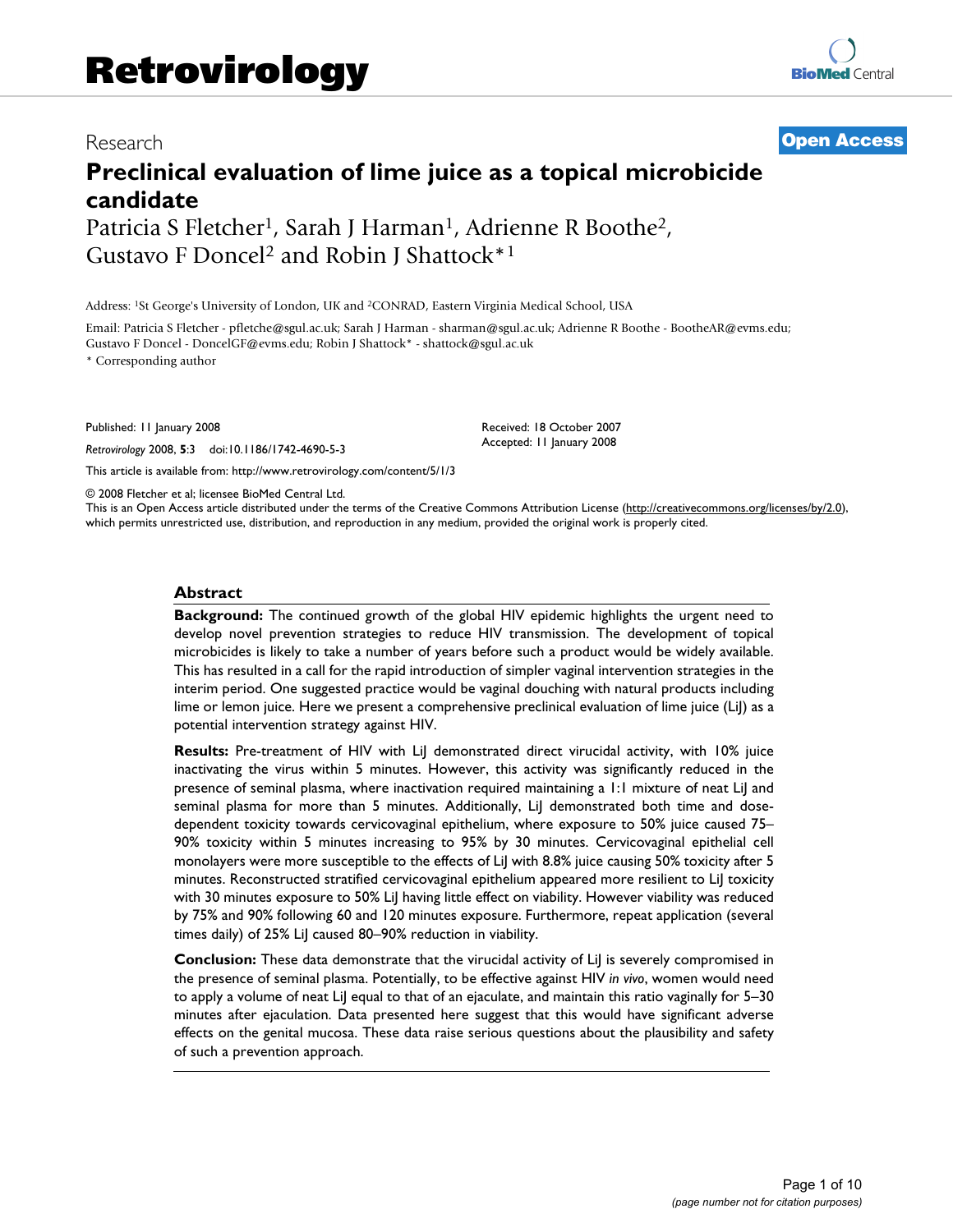Research

**Open Access**

# Preclinical evaluation of lime juice as a topical microbicide candidate

Patricia S Fletcher[1], Sarah J Harman[1], Adrienne R Boothe[2], Gustavo F Doncel[2] and Robin J Shattock*[1]

Address: [1]St George's University of London, UK and [2]CONRAD, Eastern Virginia Medical School, USA

Email: Patricia S Fletcher - pfletche@sgul.ac.uk; Sarah J Harman - sharman@sgul.ac.uk; Adrienne R Boothe - BootheAR@evms.edu; Gustavo F Doncel - DoncelGF@evms.edu; Robin J Shattock* - shattock@sgul.ac.uk

\* Corresponding author

Published: 11 January 2008

*Retrovirology* 2008, **5**:3 doi:10.1186/1742-4690-5-3

Received: 18 October 2007
Accepted: 11 January 2008

This article is available from: http://www.retrovirology.com/content/5/1/3

© 2008 Fletcher et al; licensee BioMed Central Ltd.
This is an Open Access article distributed under the terms of the Creative Commons Attribution License (http://creativecommons.org/licenses/by/2.0), which permits unrestricted use, distribution, and reproduction in any medium, provided the original work is properly cited.

## Abstract

**Background:** The continued growth of the global HIV epidemic highlights the urgent need to develop novel prevention strategies to reduce HIV transmission. The development of topical microbicides is likely to take a number of years before such a product would be widely available. This has resulted in a call for the rapid introduction of simpler vaginal intervention strategies in the interim period. One suggested practice would be vaginal douching with natural products including lime or lemon juice. Here we present a comprehensive preclinical evaluation of lime juice (LiJ) as a potential intervention strategy against HIV.

**Results:** Pre-treatment of HIV with LiJ demonstrated direct virucidal activity, with 10% juice inactivating the virus within 5 minutes. However, this activity was significantly reduced in the presence of seminal plasma, where inactivation required maintaining a 1:1 mixture of neat LiJ and seminal plasma for more than 5 minutes. Additionally, LiJ demonstrated both time and dose-dependent toxicity towards cervicovaginal epithelium, where exposure to 50% juice caused 75–90% toxicity within 5 minutes increasing to 95% by 30 minutes. Cervicovaginal epithelial cell monolayers were more susceptible to the effects of LiJ with 8.8% juice causing 50% toxicity after 5 minutes. Reconstructed stratified cervicovaginal epithelium appeared more resilient to LiJ toxicity with 30 minutes exposure to 50% LiJ having little effect on viability. However viability was reduced by 75% and 90% following 60 and 120 minutes exposure. Furthermore, repeat application (several times daily) of 25% LiJ caused 80–90% reduction in viability.

**Conclusion:** These data demonstrate that the virucidal activity of LiJ is severely compromised in the presence of seminal plasma. Potentially, to be effective against HIV *in vivo*, women would need to apply a volume of neat LiJ equal to that of an ejaculate, and maintain this ratio vaginally for 5–30 minutes after ejaculation. Data presented here suggest that this would have significant adverse effects on the genital mucosa. These data raise serious questions about the plausibility and safety of such a prevention approach.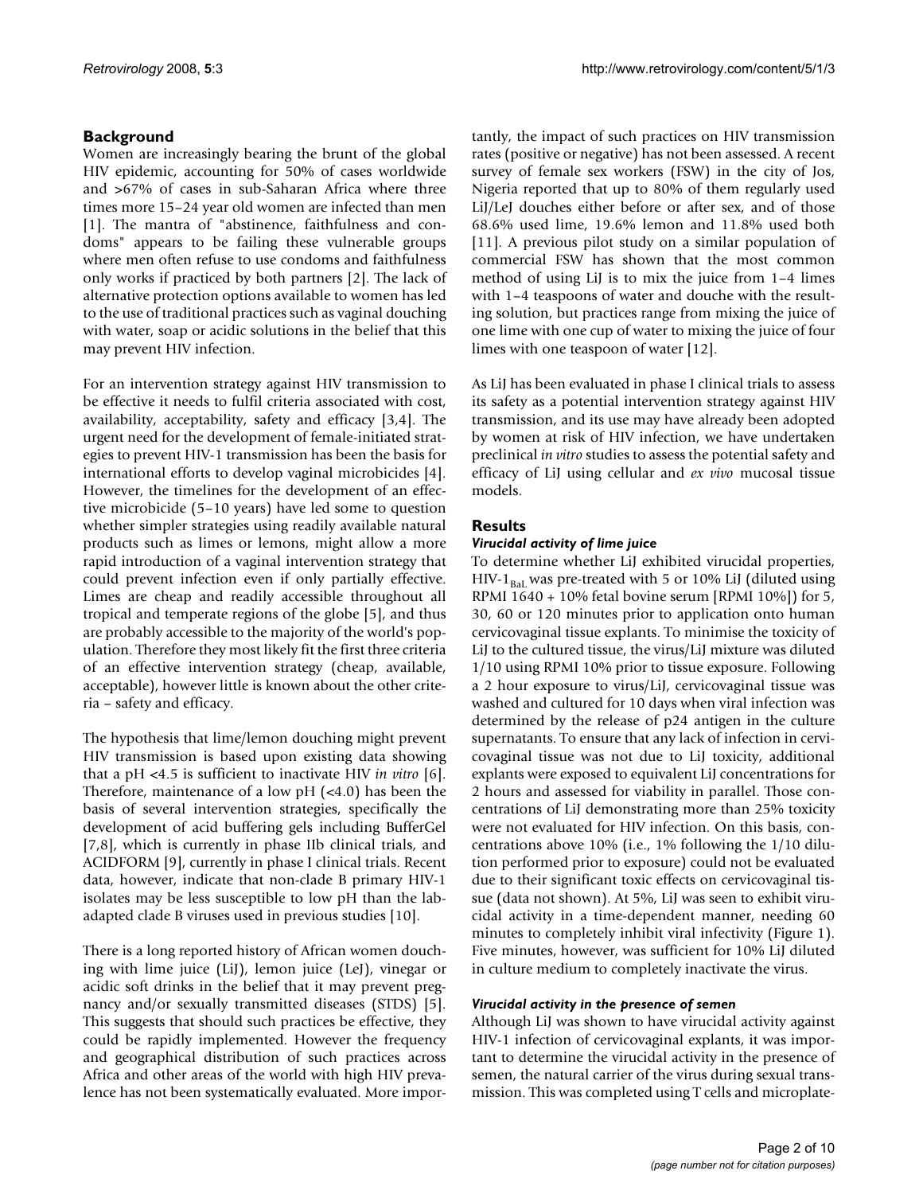## Background

Women are increasingly bearing the brunt of the global HIV epidemic, accounting for 50% of cases worldwide and >67% of cases in sub-Saharan Africa where three times more 15–24 year old women are infected than men [1]. The mantra of "abstinence, faithfulness and condoms" appears to be failing these vulnerable groups where men often refuse to use condoms and faithfulness only works if practiced by both partners [2]. The lack of alternative protection options available to women has led to the use of traditional practices such as vaginal douching with water, soap or acidic solutions in the belief that this may prevent HIV infection.

For an intervention strategy against HIV transmission to be effective it needs to fulfil criteria associated with cost, availability, acceptability, safety and efficacy [3,4]. The urgent need for the development of female-initiated strategies to prevent HIV-1 transmission has been the basis for international efforts to develop vaginal microbicides [4]. However, the timelines for the development of an effective microbicide (5–10 years) have led some to question whether simpler strategies using readily available natural products such as limes or lemons, might allow a more rapid introduction of a vaginal intervention strategy that could prevent infection even if only partially effective. Limes are cheap and readily accessible throughout all tropical and temperate regions of the globe [5], and thus are probably accessible to the majority of the world's population. Therefore they most likely fit the first three criteria of an effective intervention strategy (cheap, available, acceptable), however little is known about the other criteria – safety and efficacy.

The hypothesis that lime/lemon douching might prevent HIV transmission is based upon existing data showing that a pH <4.5 is sufficient to inactivate HIV *in vitro* [6]. Therefore, maintenance of a low pH (<4.0) has been the basis of several intervention strategies, specifically the development of acid buffering gels including BufferGel [7,8], which is currently in phase IIb clinical trials, and ACIDFORM [9], currently in phase I clinical trials. Recent data, however, indicate that non-clade B primary HIV-1 isolates may be less susceptible to low pH than the lab-adapted clade B viruses used in previous studies [10].

There is a long reported history of African women douching with lime juice (LiJ), lemon juice (LeJ), vinegar or acidic soft drinks in the belief that it may prevent pregnancy and/or sexually transmitted diseases (STDS) [5]. This suggests that should such practices be effective, they could be rapidly implemented. However the frequency and geographical distribution of such practices across Africa and other areas of the world with high HIV prevalence has not been systematically evaluated. More importantly, the impact of such practices on HIV transmission rates (positive or negative) has not been assessed. A recent survey of female sex workers (FSW) in the city of Jos, Nigeria reported that up to 80% of them regularly used LiJ/LeJ douches either before or after sex, and of those 68.6% used lime, 19.6% lemon and 11.8% used both [11]. A previous pilot study on a similar population of commercial FSW has shown that the most common method of using LiJ is to mix the juice from 1–4 limes with 1–4 teaspoons of water and douche with the resulting solution, but practices range from mixing the juice of one lime with one cup of water to mixing the juice of four limes with one teaspoon of water [12].

As LiJ has been evaluated in phase I clinical trials to assess its safety as a potential intervention strategy against HIV transmission, and its use may have already been adopted by women at risk of HIV infection, we have undertaken preclinical *in vitro* studies to assess the potential safety and efficacy of LiJ using cellular and *ex vivo* mucosal tissue models.

## Results

### *Virucidal activity of lime juice*

To determine whether LiJ exhibited virucidal properties, HIV-$1_{BaL}$ was pre-treated with 5 or 10% LiJ (diluted using RPMI 1640 + 10% fetal bovine serum [RPMI 10%]) for 5, 30, 60 or 120 minutes prior to application onto human cervicovaginal tissue explants. To minimise the toxicity of LiJ to the cultured tissue, the virus/LiJ mixture was diluted 1/10 using RPMI 10% prior to tissue exposure. Following a 2 hour exposure to virus/LiJ, cervicovaginal tissue was washed and cultured for 10 days when viral infection was determined by the release of p24 antigen in the culture supernatants. To ensure that any lack of infection in cervicovaginal tissue was not due to LiJ toxicity, additional explants were exposed to equivalent LiJ concentrations for 2 hours and assessed for viability in parallel. Those concentrations of LiJ demonstrating more than 25% toxicity were not evaluated for HIV infection. On this basis, concentrations above 10% (i.e., 1% following the 1/10 dilution performed prior to exposure) could not be evaluated due to their significant toxic effects on cervicovaginal tissue (data not shown). At 5%, LiJ was seen to exhibit virucidal activity in a time-dependent manner, needing 60 minutes to completely inhibit viral infectivity (Figure 1). Five minutes, however, was sufficient for 10% LiJ diluted in culture medium to completely inactivate the virus.

### *Virucidal activity in the presence of semen*

Although LiJ was shown to have virucidal activity against HIV-1 infection of cervicovaginal explants, it was important to determine the virucidal activity in the presence of semen, the natural carrier of the virus during sexual transmission. This was completed using T cells and microplate-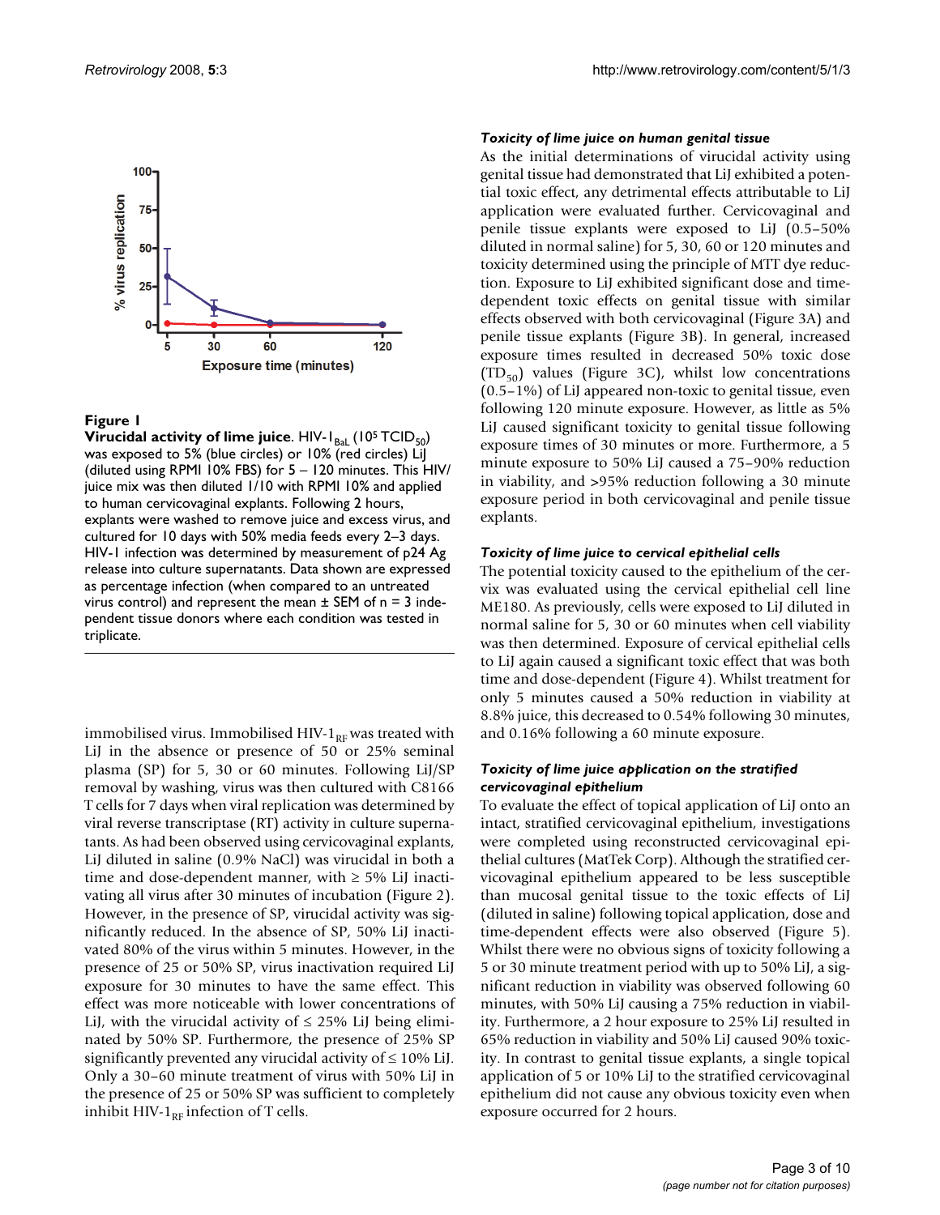**Figure 1**

**Virucidal activity of lime juice**. HIV-$1_{BaL}$ ($10^5$ $TCID_{50}$) was exposed to 5% (blue circles) or 10% (red circles) LiJ (diluted using RPMI 10% FBS) for 5 – 120 minutes. This HIV/juice mix was then diluted 1/10 with RPMI 10% and applied to human cervicovaginal explants. Following 2 hours, explants were washed to remove juice and excess virus, and cultured for 10 days with 50% media feeds every 2–3 days. HIV-1 infection was determined by measurement of p24 Ag release into culture supernatants. Data shown are expressed as percentage infection (when compared to an untreated virus control) and represent the mean ± SEM of n = 3 independent tissue donors where each condition was tested in triplicate.

immobilised virus. Immobilised HIV-$1_{RF}$ was treated with LiJ in the absence or presence of 50 or 25% seminal plasma (SP) for 5, 30 or 60 minutes. Following LiJ/SP removal by washing, virus was then cultured with C8166 T cells for 7 days when viral replication was determined by viral reverse transcriptase (RT) activity in culture supernatants. As had been observed using cervicovaginal explants, LiJ diluted in saline (0.9% NaCl) was virucidal in both a time and dose-dependent manner, with ≥ 5% LiJ inactivating all virus after 30 minutes of incubation (Figure 2). However, in the presence of SP, virucidal activity was significantly reduced. In the absence of SP, 50% LiJ inactivated 80% of the virus within 5 minutes. However, in the presence of 25 or 50% SP, virus inactivation required LiJ exposure for 30 minutes to have the same effect. This effect was more noticeable with lower concentrations of LiJ, with the virucidal activity of ≤ 25% LiJ being eliminated by 50% SP. Furthermore, the presence of 25% SP significantly prevented any virucidal activity of ≤ 10% LiJ. Only a 30–60 minute treatment of virus with 50% LiJ in the presence of 25 or 50% SP was sufficient to completely inhibit HIV-$1_{RF}$ infection of T cells.

### *Toxicity of lime juice on human genital tissue*

As the initial determinations of virucidal activity using genital tissue had demonstrated that LiJ exhibited a potential toxic effect, any detrimental effects attributable to LiJ application were evaluated further. Cervicovaginal and penile tissue explants were exposed to LiJ (0.5–50% diluted in normal saline) for 5, 30, 60 or 120 minutes and toxicity determined using the principle of MTT dye reduction. Exposure to LiJ exhibited significant dose and time-dependent toxic effects on genital tissue with similar effects observed with both cervicovaginal (Figure 3A) and penile tissue explants (Figure 3B). In general, increased exposure times resulted in decreased 50% toxic dose ($TD_{50}$) values (Figure 3C), whilst low concentrations (0.5–1%) of LiJ appeared non-toxic to genital tissue, even following 120 minute exposure. However, as little as 5% LiJ caused significant toxicity to genital tissue following exposure times of 30 minutes or more. Furthermore, a 5 minute exposure to 50% LiJ caused a 75–90% reduction in viability, and >95% reduction following a 30 minute exposure period in both cervicovaginal and penile tissue explants.

### *Toxicity of lime juice to cervical epithelial cells*

The potential toxicity caused to the epithelium of the cervix was evaluated using the cervical epithelial cell line ME180. As previously, cells were exposed to LiJ diluted in normal saline for 5, 30 or 60 minutes when cell viability was then determined. Exposure of cervical epithelial cells to LiJ again caused a significant toxic effect that was both time and dose-dependent (Figure 4). Whilst treatment for only 5 minutes caused a 50% reduction in viability at 8.8% juice, this decreased to 0.54% following 30 minutes, and 0.16% following a 60 minute exposure.

### *Toxicity of lime juice application on the stratified cervicovaginal epithelium*

To evaluate the effect of topical application of LiJ onto an intact, stratified cervicovaginal epithelium, investigations were completed using reconstructed cervicovaginal epithelial cultures (MatTek Corp). Although the stratified cervicovaginal epithelium appeared to be less susceptible than mucosal genital tissue to the toxic effects of LiJ (diluted in saline) following topical application, dose and time-dependent effects were also observed (Figure 5). Whilst there were no obvious signs of toxicity following a 5 or 30 minute treatment period with up to 50% LiJ, a significant reduction in viability was observed following 60 minutes, with 50% LiJ causing a 75% reduction in viability. Furthermore, a 2 hour exposure to 25% LiJ resulted in 65% reduction in viability and 50% LiJ caused 90% toxicity. In contrast to genital tissue explants, a single topical application of 5 or 10% LiJ to the stratified cervicovaginal epithelium did not cause any obvious toxicity even when exposure occurred for 2 hours.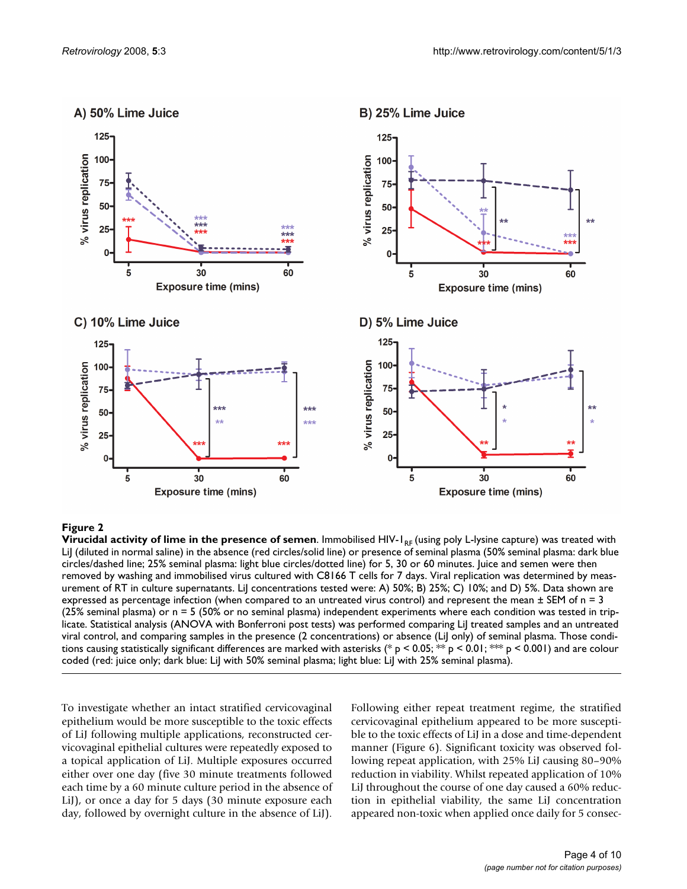**Figure 2**

**Virucidal activity of lime in the presence of semen**. Immobilised HIV-$1_{RF}$ (using poly L-lysine capture) was treated with LiJ (diluted in normal saline) in the absence (red circles/solid line) or presence of seminal plasma (50% seminal plasma: dark blue circles/dashed line; 25% seminal plasma: light blue circles/dotted line) for 5, 30 or 60 minutes. Juice and semen were then removed by washing and immobilised virus cultured with C8166 T cells for 7 days. Viral replication was determined by measurement of RT in culture supernatants. LiJ concentrations tested were: A) 50%; B) 25%; C) 10%; and D) 5%. Data shown are expressed as percentage infection (when compared to an untreated virus control) and represent the mean ± SEM of n = 3 (25% seminal plasma) or n = 5 (50% or no seminal plasma) independent experiments where each condition was tested in triplicate. Statistical analysis (ANOVA with Bonferroni post tests) was performed comparing LiJ treated samples and an untreated viral control, and comparing samples in the presence (2 concentrations) or absence (LiJ only) of seminal plasma. Those conditions causing statistically significant differences are marked with asterisks (* $p < 0.05$; ** $p < 0.01$; *** $p < 0.001$) and are colour coded (red: juice only; dark blue: LiJ with 50% seminal plasma; light blue: LiJ with 25% seminal plasma).

To investigate whether an intact stratified cervicovaginal epithelium would be more susceptible to the toxic effects of LiJ following multiple applications, reconstructed cervicovaginal epithelial cultures were repeatedly exposed to a topical application of LiJ. Multiple exposures occurred either over one day (five 30 minute treatments followed each time by a 60 minute culture period in the absence of LiJ), or once a day for 5 days (30 minute exposure each day, followed by overnight culture in the absence of LiJ). Following either repeat treatment regime, the stratified cervicovaginal epithelium appeared to be more susceptible to the toxic effects of LiJ in a dose and time-dependent manner (Figure 6). Significant toxicity was observed following repeat application, with 25% LiJ causing 80–90% reduction in viability. Whilst repeated application of 10% LiJ throughout the course of one day caused a 60% reduction in epithelial viability, the same LiJ concentration appeared non-toxic when applied once daily for 5 consec-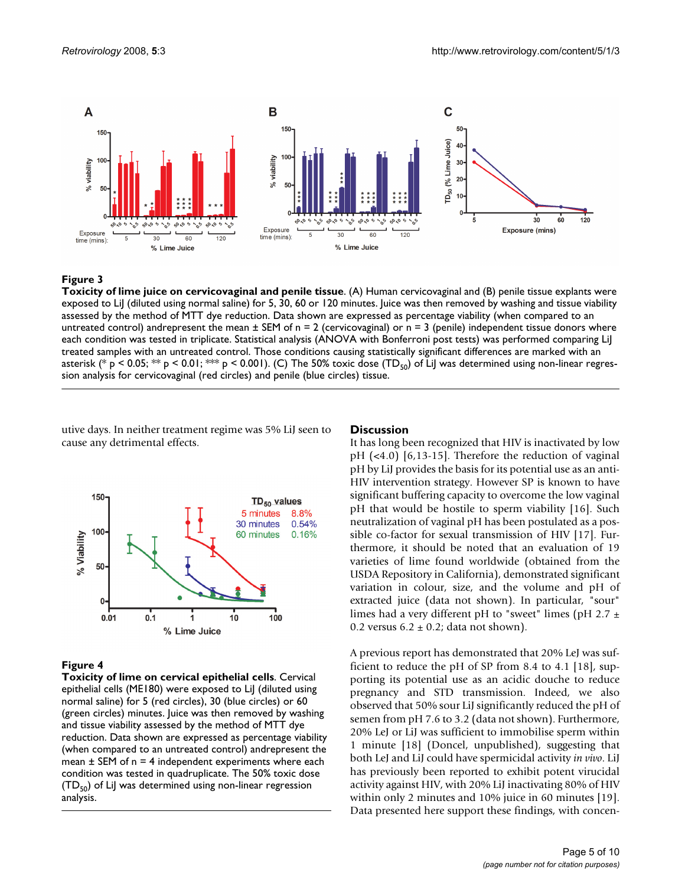**Figure 3**

**Toxicity of lime juice on cervicovaginal and penile tissue**. (A) Human cervicovaginal and (B) penile tissue explants were exposed to LiJ (diluted using normal saline) for 5, 30, 60 or 120 minutes. Juice was then removed by washing and tissue viability assessed by the method of MTT dye reduction. Data shown are expressed as percentage viability (when compared to an untreated control) andrepresent the mean ± SEM of n = 2 (cervicovaginal) or n = 3 (penile) independent tissue donors where each condition was tested in triplicate. Statistical analysis (ANOVA with Bonferroni post tests) was performed comparing LiJ treated samples with an untreated control. Those conditions causing statistically significant differences are marked with an asterisk (* $p < 0.05$; ** $p < 0.01$; *** $p < 0.001$). (C) The 50% toxic dose ($TD_{50}$) of LiJ was determined using non-linear regression analysis for cervicovaginal (red circles) and penile (blue circles) tissue.

utive days. In neither treatment regime was 5% LiJ seen to cause any detrimental effects.

**Figure 4**

**Toxicity of lime on cervical epithelial cells**. Cervical epithelial cells (ME180) were exposed to LiJ (diluted using normal saline) for 5 (red circles), 30 (blue circles) or 60 (green circles) minutes. Juice was then removed by washing and tissue viability assessed by the method of MTT dye reduction. Data shown are expressed as percentage viability (when compared to an untreated control) andrepresent the mean ± SEM of n = 4 independent experiments where each condition was tested in quadruplicate. The 50% toxic dose ($TD_{50}$) of LiJ was determined using non-linear regression analysis.

## Discussion

It has long been recognized that HIV is inactivated by low pH (<4.0) [6,13-15]. Therefore the reduction of vaginal pH by LiJ provides the basis for its potential use as an anti-HIV intervention strategy. However SP is known to have significant buffering capacity to overcome the low vaginal pH that would be hostile to sperm viability [16]. Such neutralization of vaginal pH has been postulated as a possible co-factor for sexual transmission of HIV [17]. Furthermore, it should be noted that an evaluation of 19 varieties of lime found worldwide (obtained from the USDA Repository in California), demonstrated significant variation in colour, size, and the volume and pH of extracted juice (data not shown). In particular, "sour" limes had a very different pH to "sweet" limes (pH 2.7 ± 0.2 versus 6.2 ± 0.2; data not shown).

A previous report has demonstrated that 20% LeJ was sufficient to reduce the pH of SP from 8.4 to 4.1 [18], supporting its potential use as an acidic douche to reduce pregnancy and STD transmission. Indeed, we also observed that 50% sour LiJ significantly reduced the pH of semen from pH 7.6 to 3.2 (data not shown). Furthermore, 20% LeJ or LiJ was sufficient to immobilise sperm within 1 minute [18] (Doncel, unpublished), suggesting that both LeJ and LiJ could have spermicidal activity *in vivo*. LiJ has previously been reported to exhibit potent virucidal activity against HIV, with 20% LiJ inactivating 80% of HIV within only 2 minutes and 10% juice in 60 minutes [19]. Data presented here support these findings, with concen-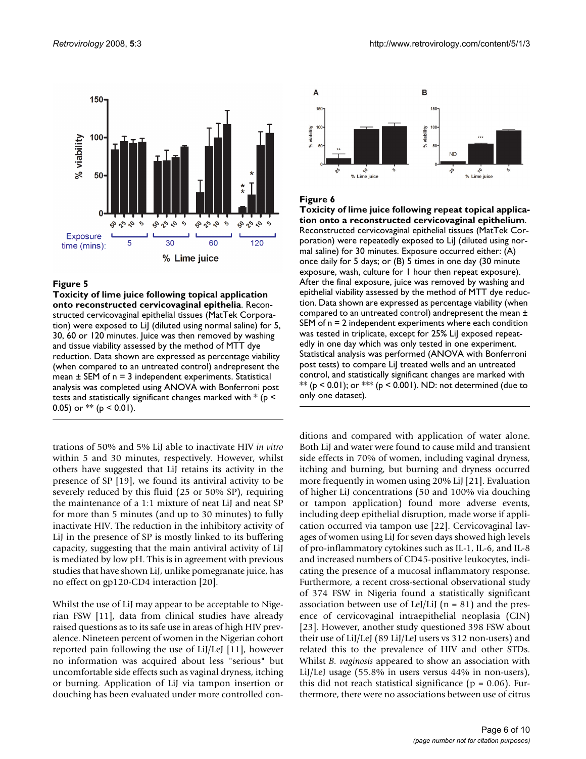**Figure 5**

**Toxicity of lime juice following topical application onto reconstructed cervicovaginal epithelia**. Reconstructed cervicovaginal epithelial tissues (MatTek Corporation) were exposed to LiJ (diluted using normal saline) for 5, 30, 60 or 120 minutes. Juice was then removed by washing and tissue viability assessed by the method of MTT dye reduction. Data shown are expressed as percentage viability (when compared to an untreated control) andrepresent the mean ± SEM of n = 3 independent experiments. Statistical analysis was completed using ANOVA with Bonferroni post tests and statistically significant changes marked with * ($p < 0.05$) or ** ($p < 0.01$).

**Figure 6**

**Toxicity of lime juice following repeat topical application onto a reconstructed cervicovaginal epithelium**. Reconstructed cervicovaginal epithelial tissues (MatTek Corporation) were repeatedly exposed to LiJ (diluted using normal saline) for 30 minutes. Exposure occurred either: (A) once daily for 5 days; or (B) 5 times in one day (30 minute exposure, wash, culture for 1 hour then repeat exposure). After the final exposure, juice was removed by washing and epithelial viability assessed by the method of MTT dye reduction. Data shown are expressed as percentage viability (when compared to an untreated control) andrepresent the mean ± SEM of n = 2 independent experiments where each condition was tested in triplicate, except for 25% LiJ exposed repeatedly in one day which was only tested in one experiment. Statistical analysis was performed (ANOVA with Bonferroni post tests) to compare LiJ treated wells and an untreated control, and statistically significant changes are marked with ** ($p < 0.01$); or *** ($p < 0.001$). ND: not determined (due to only one dataset).

trations of 50% and 5% LiJ able to inactivate HIV *in vitro* within 5 and 30 minutes, respectively. However, whilst others have suggested that LiJ retains its activity in the presence of SP [19], we found its antiviral activity to be severely reduced by this fluid (25 or 50% SP), requiring the maintenance of a 1:1 mixture of neat LiJ and neat SP for more than 5 minutes (and up to 30 minutes) to fully inactivate HIV. The reduction in the inhibitory activity of LiJ in the presence of SP is mostly linked to its buffering capacity, suggesting that the main antiviral activity of LiJ is mediated by low pH. This is in agreement with previous studies that have shown LiJ, unlike pomegranate juice, has no effect on gp120-CD4 interaction [20].

Whilst the use of LiJ may appear to be acceptable to Nigerian FSW [11], data from clinical studies have already raised questions as to its safe use in areas of high HIV prevalence. Nineteen percent of women in the Nigerian cohort reported pain following the use of LiJ/LeJ [11], however no information was acquired about less "serious" but uncomfortable side effects such as vaginal dryness, itching or burning. Application of LiJ via tampon insertion or douching has been evaluated under more controlled conditions and compared with application of water alone. Both LiJ and water were found to cause mild and transient side effects in 70% of women, including vaginal dryness, itching and burning, but burning and dryness occurred more frequently in women using 20% LiJ [21]. Evaluation of higher LiJ concentrations (50 and 100% via douching or tampon application) found more adverse events, including deep epithelial disruption, made worse if application occurred via tampon use [22]. Cervicovaginal lavages of women using LiJ for seven days showed high levels of pro-inflammatory cytokines such as IL-1, IL-6, and IL-8 and increased numbers of CD45-positive leukocytes, indicating the presence of a mucosal inflammatory response. Furthermore, a recent cross-sectional observational study of 374 FSW in Nigeria found a statistically significant association between use of LeJ/LiJ (n = 81) and the presence of cervicovaginal intraepithelial neoplasia (CIN) [23]. However, another study questioned 398 FSW about their use of LiJ/LeJ (89 LiJ/LeJ users vs 312 non-users) and related this to the prevalence of HIV and other STDs. Whilst *B. vaginosis* appeared to show an association with LiJ/LeJ usage (55.8% in users versus 44% in non-users), this did not reach statistical significance ($p = 0.06$). Furthermore, there were no associations between use of citrus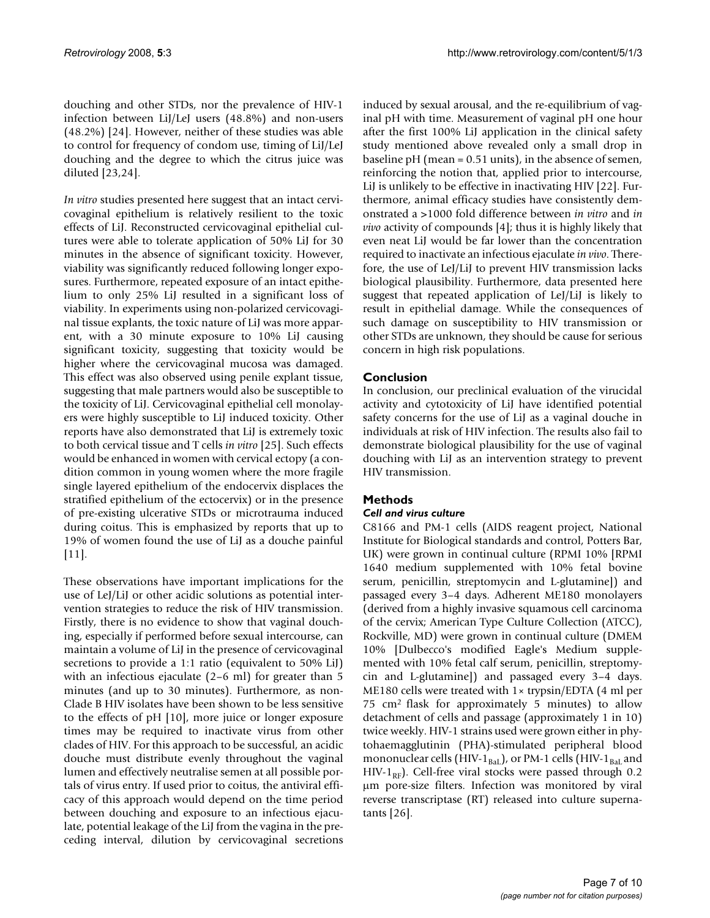douching and other STDs, nor the prevalence of HIV-1 infection between LiJ/LeJ users (48.8%) and non-users (48.2%) [24]. However, neither of these studies was able to control for frequency of condom use, timing of LiJ/LeJ douching and the degree to which the citrus juice was diluted [23,24].

*In vitro* studies presented here suggest that an intact cervicovaginal epithelium is relatively resilient to the toxic effects of LiJ. Reconstructed cervicovaginal epithelial cultures were able to tolerate application of 50% LiJ for 30 minutes in the absence of significant toxicity. However, viability was significantly reduced following longer exposures. Furthermore, repeated exposure of an intact epithelium to only 25% LiJ resulted in a significant loss of viability. In experiments using non-polarized cervicovaginal tissue explants, the toxic nature of LiJ was more apparent, with a 30 minute exposure to 10% LiJ causing significant toxicity, suggesting that toxicity would be higher where the cervicovaginal mucosa was damaged. This effect was also observed using penile explant tissue, suggesting that male partners would also be susceptible to the toxicity of LiJ. Cervicovaginal epithelial cell monolayers were highly susceptible to LiJ induced toxicity. Other reports have also demonstrated that LiJ is extremely toxic to both cervical tissue and T cells *in vitro* [25]. Such effects would be enhanced in women with cervical ectopy (a condition common in young women where the more fragile single layered epithelium of the endocervix displaces the stratified epithelium of the ectocervix) or in the presence of pre-existing ulcerative STDs or microtrauma induced during coitus. This is emphasized by reports that up to 19% of women found the use of LiJ as a douche painful [11].

These observations have important implications for the use of LeJ/LiJ or other acidic solutions as potential intervention strategies to reduce the risk of HIV transmission. Firstly, there is no evidence to show that vaginal douching, especially if performed before sexual intercourse, can maintain a volume of LiJ in the presence of cervicovaginal secretions to provide a 1:1 ratio (equivalent to 50% LiJ) with an infectious ejaculate (2–6 ml) for greater than 5 minutes (and up to 30 minutes). Furthermore, as non-Clade B HIV isolates have been shown to be less sensitive to the effects of pH [10], more juice or longer exposure times may be required to inactivate virus from other clades of HIV. For this approach to be successful, an acidic douche must distribute evenly throughout the vaginal lumen and effectively neutralise semen at all possible portals of virus entry. If used prior to coitus, the antiviral efficacy of this approach would depend on the time period between douching and exposure to an infectious ejaculate, potential leakage of the LiJ from the vagina in the preceding interval, dilution by cervicovaginal secretions induced by sexual arousal, and the re-equilibrium of vaginal pH with time. Measurement of vaginal pH one hour after the first 100% LiJ application in the clinical safety study mentioned above revealed only a small drop in baseline pH (mean = 0.51 units), in the absence of semen, reinforcing the notion that, applied prior to intercourse, LiJ is unlikely to be effective in inactivating HIV [22]. Furthermore, animal efficacy studies have consistently demonstrated a >1000 fold difference between *in vitro* and *in vivo* activity of compounds [4]; thus it is highly likely that even neat LiJ would be far lower than the concentration required to inactivate an infectious ejaculate *in vivo*. Therefore, the use of LeJ/LiJ to prevent HIV transmission lacks biological plausibility. Furthermore, data presented here suggest that repeated application of LeJ/LiJ is likely to result in epithelial damage. While the consequences of such damage on susceptibility to HIV transmission or other STDs are unknown, they should be cause for serious concern in high risk populations.

## Conclusion

In conclusion, our preclinical evaluation of the virucidal activity and cytotoxicity of LiJ have identified potential safety concerns for the use of LiJ as a vaginal douche in individuals at risk of HIV infection. The results also fail to demonstrate biological plausibility for the use of vaginal douching with LiJ as an intervention strategy to prevent HIV transmission.

## Methods

### *Cell and virus culture*

C8166 and PM-1 cells (AIDS reagent project, National Institute for Biological standards and control, Potters Bar, UK) were grown in continual culture (RPMI 10% [RPMI 1640 medium supplemented with 10% fetal bovine serum, penicillin, streptomycin and L-glutamine]) and passaged every 3–4 days. Adherent ME180 monolayers (derived from a highly invasive squamous cell carcinoma of the cervix; American Type Culture Collection (ATCC), Rockville, MD) were grown in continual culture (DMEM 10% [Dulbecco's modified Eagle's Medium supplemented with 10% fetal calf serum, penicillin, streptomycin and L-glutamine]) and passaged every 3–4 days. ME180 cells were treated with 1× trypsin/EDTA (4 ml per 75 $cm^2$ flask for approximately 5 minutes) to allow detachment of cells and passage (approximately 1 in 10) twice weekly. HIV-1 strains used were grown either in phytohaemagglutinin (PHA)-stimulated peripheral blood mononuclear cells (HIV-$1_{BaL}$), or PM-1 cells (HIV-$1_{BaL}$ and HIV-$1_{RF}$). Cell-free viral stocks were passed through 0.2 μm pore-size filters. Infection was monitored by viral reverse transcriptase (RT) released into culture supernatants [26].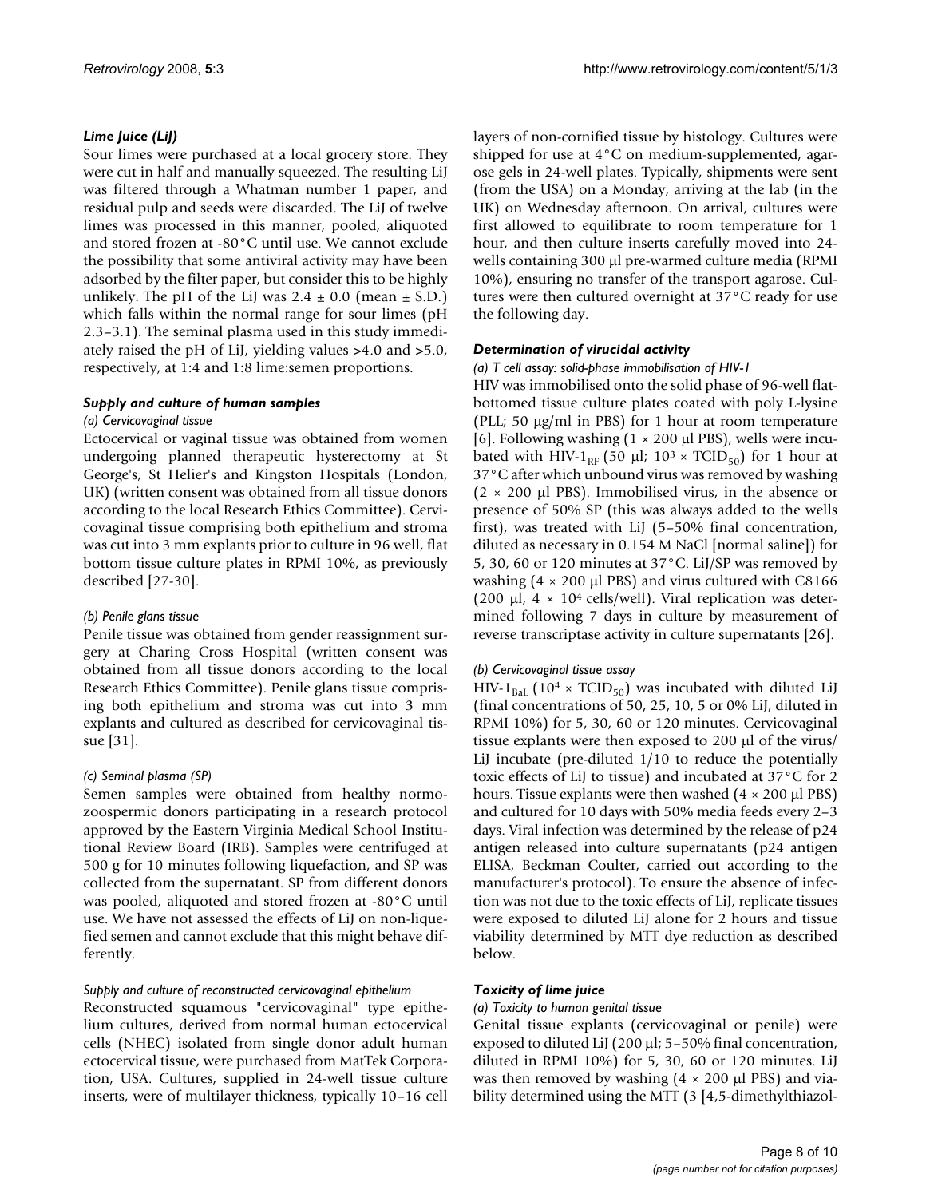### *Lime Juice (LiJ)*

Sour limes were purchased at a local grocery store. They were cut in half and manually squeezed. The resulting LiJ was filtered through a Whatman number 1 paper, and residual pulp and seeds were discarded. The LiJ of twelve limes was processed in this manner, pooled, aliquoted and stored frozen at -80°C until use. We cannot exclude the possibility that some antiviral activity may have been adsorbed by the filter paper, but consider this to be highly unlikely. The pH of the LiJ was $2.4 \pm 0.0$ (mean ± S.D.) which falls within the normal range for sour limes (pH 2.3–3.1). The seminal plasma used in this study immediately raised the pH of LiJ, yielding values >4.0 and >5.0, respectively, at 1:4 and 1:8 lime:semen proportions.

### *Supply and culture of human samples*

#### *(a) Cervicovaginal tissue*

Ectocervical or vaginal tissue was obtained from women undergoing planned therapeutic hysterectomy at St George's, St Helier's and Kingston Hospitals (London, UK) (written consent was obtained from all tissue donors according to the local Research Ethics Committee). Cervicovaginal tissue comprising both epithelium and stroma was cut into 3 mm explants prior to culture in 96 well, flat bottom tissue culture plates in RPMI 10%, as previously described [27-30].

#### *(b) Penile glans tissue*

Penile tissue was obtained from gender reassignment surgery at Charing Cross Hospital (written consent was obtained from all tissue donors according to the local Research Ethics Committee). Penile glans tissue comprising both epithelium and stroma was cut into 3 mm explants and cultured as described for cervicovaginal tissue [31].

#### *(c) Seminal plasma (SP)*

Semen samples were obtained from healthy normozoospermic donors participating in a research protocol approved by the Eastern Virginia Medical School Institutional Review Board (IRB). Samples were centrifuged at 500 g for 10 minutes following liquefaction, and SP was collected from the supernatant. SP from different donors was pooled, aliquoted and stored frozen at -80°C until use. We have not assessed the effects of LiJ on non-liquefied semen and cannot exclude that this might behave differently.

#### *Supply and culture of reconstructed cervicovaginal epithelium*

Reconstructed squamous "cervicovaginal" type epithelium cultures, derived from normal human ectocervical cells (NHEC) isolated from single donor adult human ectocervical tissue, were purchased from MatTek Corporation, USA. Cultures, supplied in 24-well tissue culture inserts, were of multilayer thickness, typically 10–16 cell layers of non-cornified tissue by histology. Cultures were shipped for use at 4°C on medium-supplemented, agarose gels in 24-well plates. Typically, shipments were sent (from the USA) on a Monday, arriving at the lab (in the UK) on Wednesday afternoon. On arrival, cultures were first allowed to equilibrate to room temperature for 1 hour, and then culture inserts carefully moved into 24-wells containing 300 μl pre-warmed culture media (RPMI 10%), ensuring no transfer of the transport agarose. Cultures were then cultured overnight at 37°C ready for use the following day.

### *Determination of virucidal activity*

#### *(a) T cell assay: solid-phase immobilisation of HIV-1*

HIV was immobilised onto the solid phase of 96-well flat-bottomed tissue culture plates coated with poly L-lysine (PLL; 50 μg/ml in PBS) for 1 hour at room temperature [6]. Following washing (1 × 200 μl PBS), wells were incubated with HIV-$1_{RF}$ (50 μl; $10^3 \times TCID_{50}$) for 1 hour at 37°C after which unbound virus was removed by washing (2 × 200 μl PBS). Immobilised virus, in the absence or presence of 50% SP (this was always added to the wells first), was treated with LiJ (5–50% final concentration, diluted as necessary in 0.154 M NaCl [normal saline]) for 5, 30, 60 or 120 minutes at 37°C. LiJ/SP was removed by washing (4 × 200 μl PBS) and virus cultured with C8166 (200 μl, $4 \times 10^4$ cells/well). Viral replication was determined following 7 days in culture by measurement of reverse transcriptase activity in culture supernatants [26].

#### *(b) Cervicovaginal tissue assay*

HIV-$1_{BaL}$ ($10^4 \times TCID_{50}$) was incubated with diluted LiJ (final concentrations of 50, 25, 10, 5 or 0% LiJ, diluted in RPMI 10%) for 5, 30, 60 or 120 minutes. Cervicovaginal tissue explants were then exposed to 200 μl of the virus/LiJ incubate (pre-diluted 1/10 to reduce the potentially toxic effects of LiJ to tissue) and incubated at 37°C for 2 hours. Tissue explants were then washed (4 × 200 μl PBS) and cultured for 10 days with 50% media feeds every 2–3 days. Viral infection was determined by the release of p24 antigen released into culture supernatants (p24 antigen ELISA, Beckman Coulter, carried out according to the manufacturer's protocol). To ensure the absence of infection was not due to the toxic effects of LiJ, replicate tissues were exposed to diluted LiJ alone for 2 hours and tissue viability determined by MTT dye reduction as described below.

### *Toxicity of lime juice*

#### *(a) Toxicity to human genital tissue*

Genital tissue explants (cervicovaginal or penile) were exposed to diluted LiJ (200 μl; 5–50% final concentration, diluted in RPMI 10%) for 5, 30, 60 or 120 minutes. LiJ was then removed by washing (4 × 200 μl PBS) and viability determined using the MTT (3 [4,5-dimethylthiazol-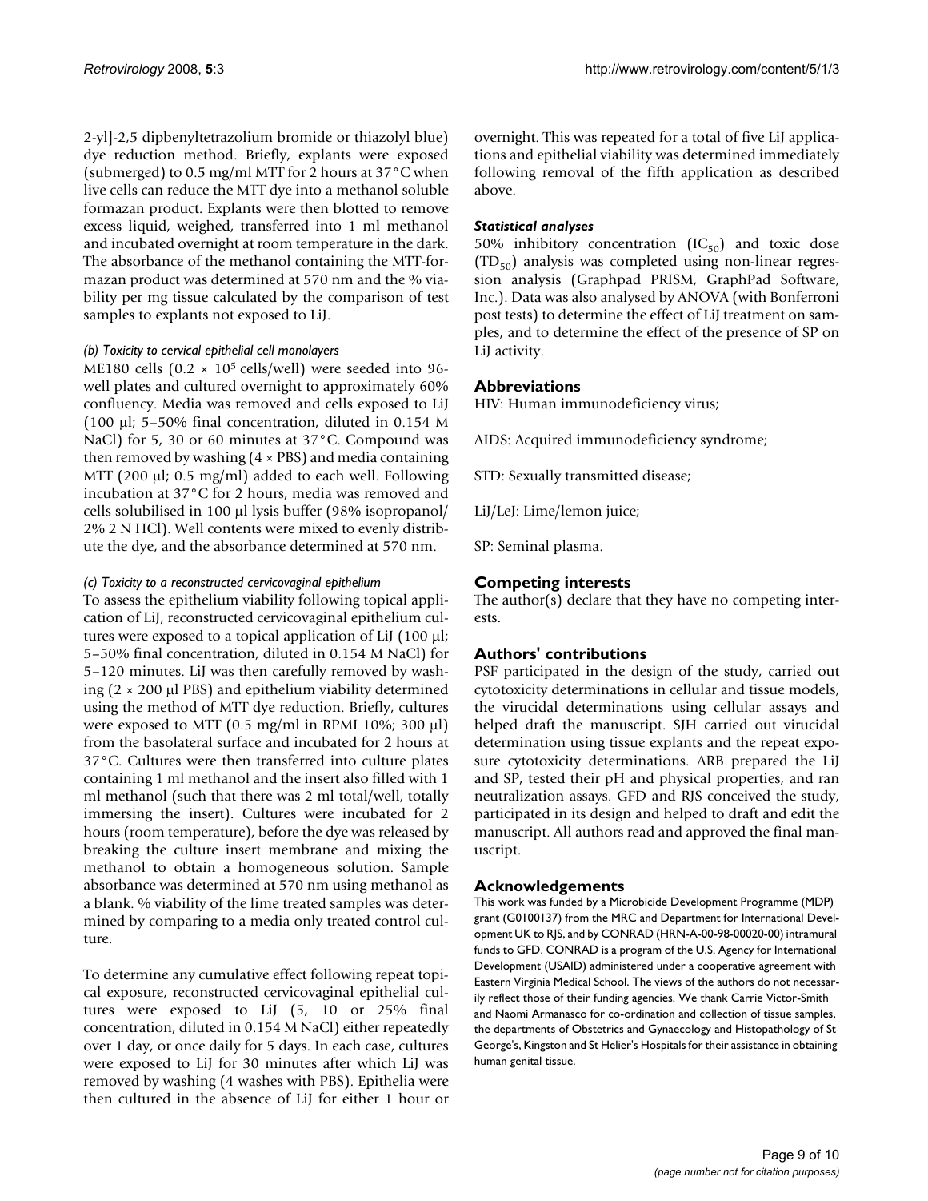2-yl]-2,5 dipbenyltetrazolium bromide or thiazolyl blue) dye reduction method. Briefly, explants were exposed (submerged) to 0.5 mg/ml MTT for 2 hours at 37°C when live cells can reduce the MTT dye into a methanol soluble formazan product. Explants were then blotted to remove excess liquid, weighed, transferred into 1 ml methanol and incubated overnight at room temperature in the dark. The absorbance of the methanol containing the MTT-formazan product was determined at 570 nm and the % viability per mg tissue calculated by the comparison of test samples to explants not exposed to LiJ.

#### *(b) Toxicity to cervical epithelial cell monolayers*

ME180 cells ($0.2 \times 10^5$ cells/well) were seeded into 96-well plates and cultured overnight to approximately 60% confluency. Media was removed and cells exposed to LiJ (100 μl; 5–50% final concentration, diluted in 0.154 M NaCl) for 5, 30 or 60 minutes at 37°C. Compound was then removed by washing (4 × PBS) and media containing MTT (200 μl; 0.5 mg/ml) added to each well. Following incubation at 37°C for 2 hours, media was removed and cells solubilised in 100 μl lysis buffer (98% isopropanol/ 2% 2 N HCl). Well contents were mixed to evenly distribute the dye, and the absorbance determined at 570 nm.

#### *(c) Toxicity to a reconstructed cervicovaginal epithelium*

To assess the epithelium viability following topical application of LiJ, reconstructed cervicovaginal epithelium cultures were exposed to a topical application of LiJ (100 μl; 5–50% final concentration, diluted in 0.154 M NaCl) for 5–120 minutes. LiJ was then carefully removed by washing (2 × 200 μl PBS) and epithelium viability determined using the method of MTT dye reduction. Briefly, cultures were exposed to MTT (0.5 mg/ml in RPMI 10%; 300 μl) from the basolateral surface and incubated for 2 hours at 37°C. Cultures were then transferred into culture plates containing 1 ml methanol and the insert also filled with 1 ml methanol (such that there was 2 ml total/well, totally immersing the insert). Cultures were incubated for 2 hours (room temperature), before the dye was released by breaking the culture insert membrane and mixing the methanol to obtain a homogeneous solution. Sample absorbance was determined at 570 nm using methanol as a blank. % viability of the lime treated samples was determined by comparing to a media only treated control culture.

To determine any cumulative effect following repeat topical exposure, reconstructed cervicovaginal epithelial cultures were exposed to LiJ (5, 10 or 25% final concentration, diluted in 0.154 M NaCl) either repeatedly over 1 day, or once daily for 5 days. In each case, cultures were exposed to LiJ for 30 minutes after which LiJ was removed by washing (4 washes with PBS). Epithelia were then cultured in the absence of LiJ for either 1 hour or overnight. This was repeated for a total of five LiJ applications and epithelial viability was determined immediately following removal of the fifth application as described above.

### *Statistical analyses*

50% inhibitory concentration ($IC_{50}$) and toxic dose ($TD_{50}$) analysis was completed using non-linear regression analysis (Graphpad PRISM, GraphPad Software, Inc.). Data was also analysed by ANOVA (with Bonferroni post tests) to determine the effect of LiJ treatment on samples, and to determine the effect of the presence of SP on LiJ activity.

## Abbreviations

HIV: Human immunodeficiency virus;

AIDS: Acquired immunodeficiency syndrome;

STD: Sexually transmitted disease;

LiJ/LeJ: Lime/lemon juice;

SP: Seminal plasma.

## Competing interests

The author(s) declare that they have no competing interests.

## Authors' contributions

PSF participated in the design of the study, carried out cytotoxicity determinations in cellular and tissue models, the virucidal determinations using cellular assays and helped draft the manuscript. SJH carried out virucidal determination using tissue explants and the repeat exposure cytotoxicity determinations. ARB prepared the LiJ and SP, tested their pH and physical properties, and ran neutralization assays. GFD and RJS conceived the study, participated in its design and helped to draft and edit the manuscript. All authors read and approved the final manuscript.

## Acknowledgements

This work was funded by a Microbicide Development Programme (MDP) grant (G0100137) from the MRC and Department for International Development UK to RJS, and by CONRAD (HRN-A-00-98-00020-00) intramural funds to GFD. CONRAD is a program of the U.S. Agency for International Development (USAID) administered under a cooperative agreement with Eastern Virginia Medical School. The views of the authors do not necessarily reflect those of their funding agencies. We thank Carrie Victor-Smith and Naomi Armanasco for co-ordination and collection of tissue samples, the departments of Obstetrics and Gynaecology and Histopathology of St George's, Kingston and St Helier's Hospitals for their assistance in obtaining human genital tissue.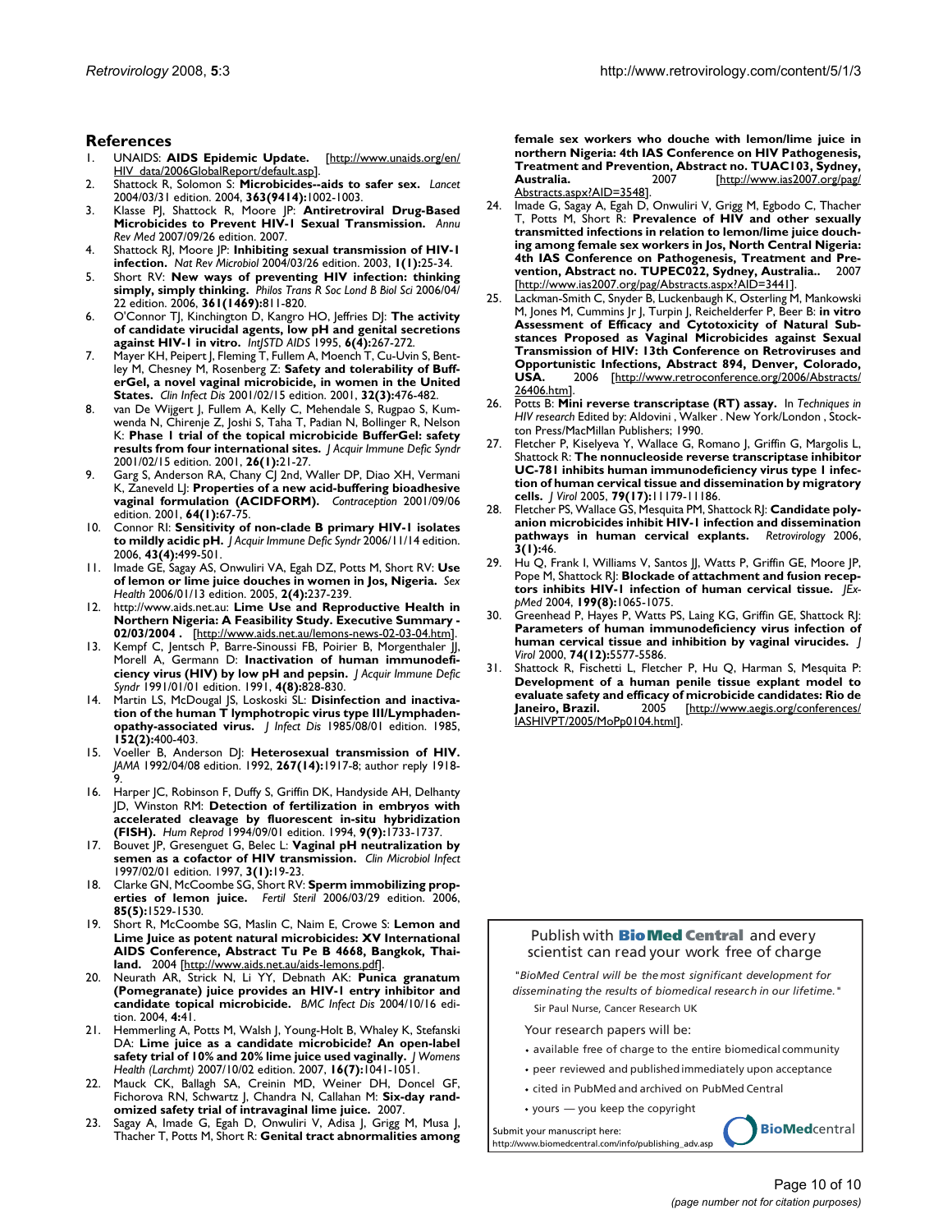## References

1. UNAIDS: **AIDS Epidemic Update.** [http://www.unaids.org/en/HIV_data/2006GlobalReport/default.asp].
2. Shattock R, Solomon S: **Microbicides--aids to safer sex.** *Lancet* 2004/03/31 edition. 2004, **363(9414):**1002-1003.
3. Klasse PJ, Shattock R, Moore JP: **Antiretroviral Drug-Based Microbicides to Prevent HIV-1 Sexual Transmission.** *Annu Rev Med* 2007/09/26 edition. 2007.
4. Shattock RJ, Moore JP: **Inhibiting sexual transmission of HIV-1 infection.** *Nat Rev Microbiol* 2004/03/26 edition. 2003, **1(1):**25-34.
5. Short RV: **New ways of preventing HIV infection: thinking simply, simply thinking.** *Philos Trans R Soc Lond B Biol Sci* 2006/04/22 edition. 2006, **361(1469):**811-820.
6. O'Connor TJ, Kinchington D, Kangro HO, Jeffries DJ: **The activity of candidate virucidal agents, low pH and genital secretions against HIV-1 in vitro.** *IntJSTD AIDS* 1995, **6(4):**267-272.
7. Mayer KH, Peipert J, Fleming T, Fullem A, Moench T, Cu-Uvin S, Bentley M, Chesney M, Rosenberg Z: **Safety and tolerability of BufferGel, a novel vaginal microbicide, in women in the United States.** *Clin Infect Dis* 2001/02/15 edition. 2001, **32(3):**476-482.
8. van De Wijgert J, Fullem A, Kelly C, Mehendale S, Rugpao S, Kumwenda N, Chirenje Z, Joshi S, Taha T, Padian N, Bollinger R, Nelson K: **Phase 1 trial of the topical microbicide BufferGel: safety results from four international sites.** *J Acquir Immune Defic Syndr* 2001/02/15 edition. 2001, **26(1):**21-27.
9. Garg S, Anderson RA, Chany CJ 2nd, Waller DP, Diao XH, Vermani K, Zaneveld LJ: **Properties of a new acid-buffering bioadhesive vaginal formulation (ACIDFORM).** *Contraception* 2001/09/06 edition. 2001, **64(1):**67-75.
10. Connor RI: **Sensitivity of non-clade B primary HIV-1 isolates to mildly acidic pH.** *J Acquir Immune Defic Syndr* 2006/11/14 edition. 2006, **43(4):**499-501.
11. Imade GE, Sagay AS, Onwuliri VA, Egah DZ, Potts M, Short RV: **Use of lemon or lime juice douches in women in Jos, Nigeria.** *Sex Health* 2006/01/13 edition. 2005, **2(4):**237-239.
12. http://www.aids.net.au: **Lime Use and Reproductive Health in Northern Nigeria: A Feasibility Study. Executive Summary - 02/03/2004 .** [http://www.aids.net.au/lemons-news-02-03-04.htm].
13. Kempf C, Jentsch P, Barre-Sinoussi FB, Poirier B, Morgenthaler JJ, Morell A, Germann D: **Inactivation of human immunodeficiency virus (HIV) by low pH and pepsin.** *J Acquir Immune Defic Syndr* 1991/01/01 edition. 1991, **4(8):**828-830.
14. Martin LS, McDougal JS, Loskoski SL: **Disinfection and inactivation of the human T lymphotropic virus type III/Lymphadenopathy-associated virus.** *J Infect Dis* 1985/08/01 edition. 1985, **152(2):**400-403.
15. Voeller B, Anderson DJ: **Heterosexual transmission of HIV.** *JAMA* 1992/04/08 edition. 1992, **267(14):**1917-8; author reply 1918-9.
16. Harper JC, Robinson F, Duffy S, Griffin DK, Handyside AH, Delhanty JD, Winston RM: **Detection of fertilization in embryos with accelerated cleavage by fluorescent in-situ hybridization (FISH).** *Hum Reprod* 1994/09/01 edition. 1994, **9(9):**1733-1737.
17. Bouvet JP, Gresenguet G, Belec L: **Vaginal pH neutralization by semen as a cofactor of HIV transmission.** *Clin Microbiol Infect* 1997/02/01 edition. 1997, **3(1):**19-23.
18. Clarke GN, McCoombe SG, Short RV: **Sperm immobilizing properties of lemon juice.** *Fertil Steril* 2006/03/29 edition. 2006, **85(5):**1529-1530.
19. Short R, McCoombe SG, Maslin C, Naim E, Crowe S: **Lemon and Lime Juice as potent natural microbicides: XV International AIDS Conference, Abstract Tu Pe B 4668, Bangkok, Thailand.** 2004 [http://www.aids.net.au/aids-lemons.pdf].
20. Neurath AR, Strick N, Li YY, Debnath AK: **Punica granatum (Pomegranate) juice provides an HIV-1 entry inhibitor and candidate topical microbicide.** *BMC Infect Dis* 2004/10/16 edition. 2004, **4:**41.
21. Hemmerling A, Potts M, Walsh J, Young-Holt B, Whaley K, Stefanski DA: **Lime juice as a candidate microbicide? An open-label safety trial of 10% and 20% lime juice used vaginally.** *J Womens Health (Larchmt)* 2007/10/02 edition. 2007, **16(7):**1041-1051.
22. Mauck CK, Ballagh SA, Creinin MD, Weiner DH, Doncel GF, Fichorova RN, Schwartz J, Chandra N, Callahan M: **Six-day randomized safety trial of intravaginal lime juice.** 2007.
23. Sagay A, Imade G, Egah D, Onwuliri V, Adisa J, Grigg M, Musa J, Thacher T, Potts M, Short R: **Genital tract abnormalities among female sex workers who douche with lemon/lime juice in northern Nigeria: 4th IAS Conference on HIV Pathogenesis, Treatment and Prevention, Abstract no. TUAC103, Sydney, Australia.** 2007 [http://www.ias2007.org/pag/Abstracts.aspx?AID=3548].
24. Imade G, Sagay A, Egah D, Onwuliri V, Grigg M, Egbodo C, Thacher T, Potts M, Short R: **Prevalence of HIV and other sexually transmitted infections in relation to lemon/lime juice douching among female sex workers in Jos, North Central Nigeria: 4th IAS Conference on Pathogenesis, Treatment and Prevention, Abstract no. TUPEC022, Sydney, Australia..** 2007 [http://www.ias2007.org/pag/Abstracts.aspx?AID=3441].
25. Lackman-Smith C, Snyder B, Luckenbaugh K, Osterling M, Mankowski M, Jones M, Cummins Jr J, Turpin J, Reichelderfer P, Beer B: **in vitro Assessment of Efficacy and Cytotoxicity of Natural Substances Proposed as Vaginal Microbicides against Sexual Transmission of HIV: 13th Conference on Retroviruses and Opportunistic Infections, Abstract 894, Denver, Colorado, USA.** 2006 [http://www.retroconference.org/2006/Abstracts/26406.htm].
26. Potts B: **Mini reverse transcriptase (RT) assay.** In *Techniques in HIV research* Edited by: Aldovini , Walker . New York/London , Stockton Press/MacMillan Publishers; 1990.
27. Fletcher P, Kiselyeva Y, Wallace G, Romano J, Griffin G, Margolis L, Shattock R: **The nonnucleoside reverse transcriptase inhibitor UC-781 inhibits human immunodeficiency virus type 1 infection of human cervical tissue and dissemination by migratory cells.** *J Virol* 2005, **79(17):**11179-11186.
28. Fletcher PS, Wallace GS, Mesquita PM, Shattock RJ: **Candidate polyanion microbicides inhibit HIV-1 infection and dissemination pathways in human cervical explants.** *Retrovirology* 2006, **3(1):**46.
29. Hu Q, Frank I, Williams V, Santos JJ, Watts P, Griffin GE, Moore JP, Pope M, Shattock RJ: **Blockade of attachment and fusion receptors inhibits HIV-1 infection of human cervical tissue.** *JExpMed* 2004, **199(8):**1065-1075.
30. Greenhead P, Hayes P, Watts PS, Laing KG, Griffin GE, Shattock RJ: **Parameters of human immunodeficiency virus infection of human cervical tissue and inhibition by vaginal virucides.** *J Virol* 2000, **74(12):**5577-5586.
31. Shattock R, Fischetti L, Fletcher P, Hu Q, Harman S, Mesquita P: **Development of a human penile tissue explant model to evaluate safety and efficacy of microbicide candidates: Rio de Janeiro, Brazil.** 2005 [http://www.aegis.org/conferences/IASHIVPT/2005/MoPp0104.html].

Publish with **BioMed Central** and every scientist can read your work free of charge

*"BioMed Central will be the most significant development for disseminating the results of biomedical research in our lifetime."*

Sir Paul Nurse, Cancer Research UK

Your research papers will be:

- available free of charge to the entire biomedical community
- peer reviewed and published immediately upon acceptance
- cited in PubMed and archived on PubMed Central
- yours — you keep the copyright

Submit your manuscript here:
http://www.biomedcentral.com/info/publishing_adv.asp

BioMedcentral